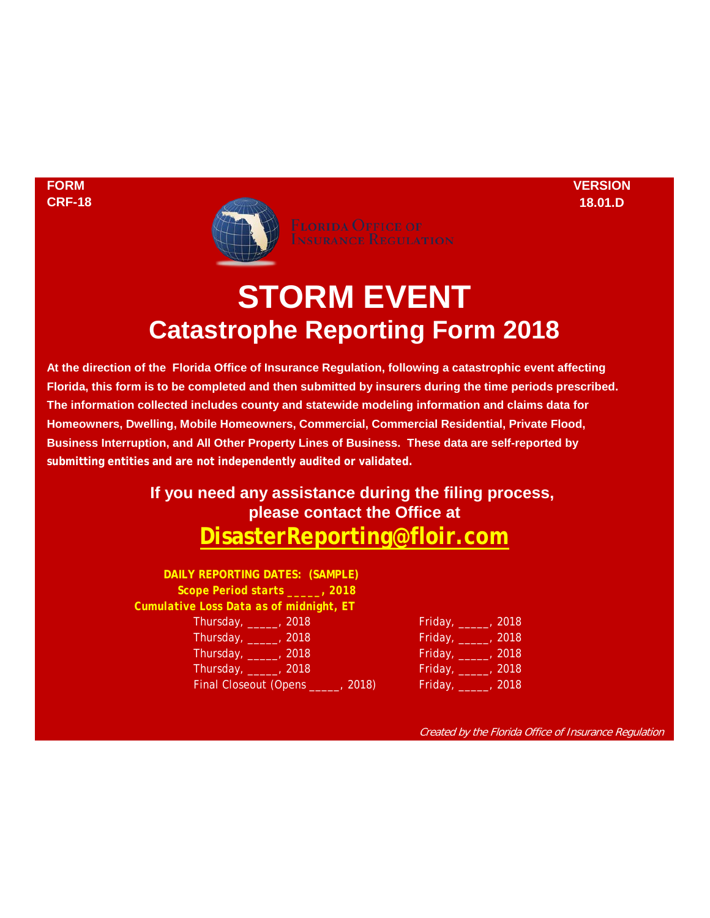**FORM CRF-18**

**VERSION 18.01.D**

FLORIDA OFFICE OF INSURANCE REGULATION

# STORM EVENT

## Catastrophe Reporting Form 2018

**At the direction of the Florida Office of Insurance Regulation, following a catastrophic event affecting Florida, this form is to be completed and then submitted by insurers during the time periods prescribed. The information collected includes county and statewide modeling information and claims data for Homeowners, Dwelling, Mobile Homeowners, Commercial, Commercial Residential, Private Flood, Business Interruption, and All Other Property Lines of Business. These data are self-reported by submitting entities and are not independently audited or validated.**

**If you need any assistance during the filing process, please contact the Office at**

**DisasterReporting@floir.com**

**DAILY REPORTING DATES: (SAMPLE)**

**Scope Period starts _____, 2018**

**Cumulative Loss Data as of midnight, ET**

| | |
|---|---|
| Thursday, _____, 2018 | Friday, _____, 2018 |
| Thursday, _____, 2018 | Friday, _____, 2018 |
| Thursday, _____, 2018 | Friday, _____, 2018 |
| Thursday, _____, 2018 | Friday, _____, 2018 |
| Final Closeout (Opens _____, 2018) | Friday, _____, 2018 |

*Created by the Florida Office of Insurance Regulation*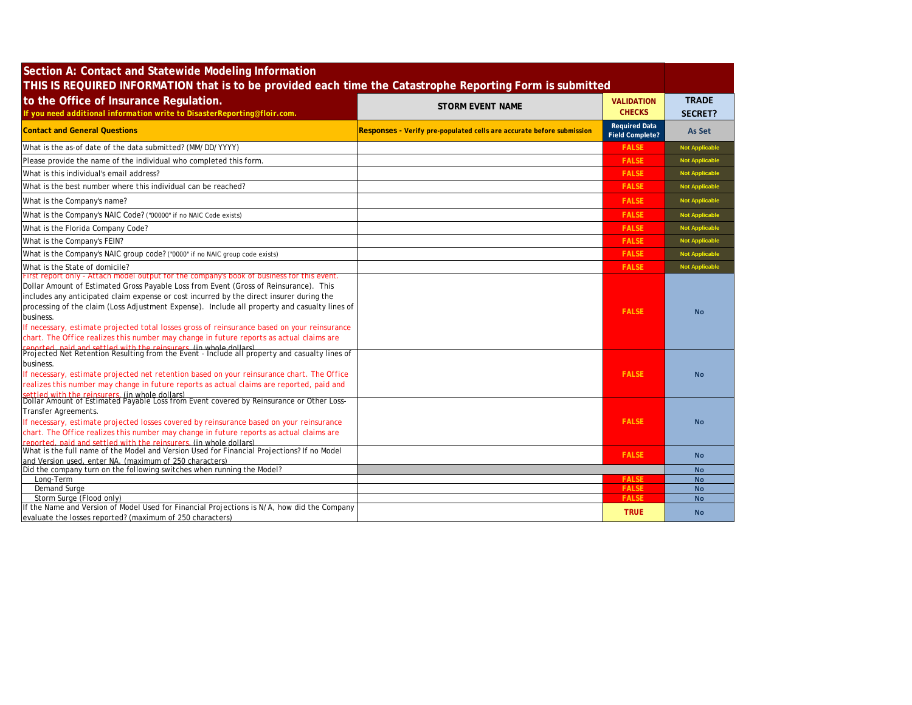## Section A: Contact and Statewide Modeling Information
## THIS IS REQUIRED INFORMATION that is to be provided each time the Catastrophe Reporting Form is submitted to the Office of Insurance Regulation.

If you need additional information write to DisasterReporting@floir.com.

| | STORM EVENT NAME | VALIDATION CHECKS | TRADE SECRET? |
|---|---|---|---|
| **Contact and General Questions** | **Responses - Verify pre-populated cells are accurate before submission** | **Required Data Field Complete?** | **As Set** |
| What is the as-of date of the data submitted? (MM/DD/YYYY) | | FALSE | Not Applicable |
| Please provide the name of the individual who completed this form. | | FALSE | Not Applicable |
| What is this individual's email address? | | FALSE | Not Applicable |
| What is the best number where this individual can be reached? | | FALSE | Not Applicable |
| What is the Company's name? | | FALSE | Not Applicable |
| What is the Company's NAIC Code? ("00000" if no NAIC Code exists) | | FALSE | Not Applicable |
| What is the Florida Company Code? | | FALSE | Not Applicable |
| What is the Company's FEIN? | | FALSE | Not Applicable |
| What is the Company's NAIC group code? ("0000" if no NAIC group code exists) | | FALSE | Not Applicable |
| What is the State of domicile? | | FALSE | Not Applicable |
| First report only - Attach model output for the company's book of business for this event. Dollar Amount of Estimated Gross Payable Loss from Event (Gross of Reinsurance). This includes any anticipated claim expense or cost incurred by the direct insurer during the processing of the claim (Loss Adjustment Expense). Include all property and casualty lines of business. If necessary, estimate projected total losses gross of reinsurance based on your reinsurance chart. The Office realizes this number may change in future reports as actual claims are reported, paid and settled with the reinsurers. (in whole dollars) | | FALSE | No |
| Projected Net Retention Resulting from the Event - Include all property and casualty lines of business. If necessary, estimate projected net retention based on your reinsurance chart. The Office realizes this number may change in future reports as actual claims are reported, paid and settled with the reinsurers. (in whole dollars) | | FALSE | No |
| Dollar Amount of Estimated Payable Loss from Event covered by Reinsurance or Other Loss-Transfer Agreements. If necessary, estimate projected losses covered by reinsurance based on your reinsurance chart. The Office realizes this number may change in future reports as actual claims are reported, paid and settled with the reinsurers. (in whole dollars) | | FALSE | No |
| What is the full name of the Model and Version Used for Financial Projections? If no Model and Version used, enter NA. (maximum of 250 characters) | | FALSE | No |
| Did the company turn on the following switches when running the Model? | | | No |
| Long-Term | | FALSE | No |
| Demand Surge | | FALSE | No |
| Storm Surge (Flood only) | | FALSE | No |
| If the Name and Version of Model Used for Financial Projections is N/A, how did the Company evaluate the losses reported? (maximum of 250 characters) | | TRUE | No |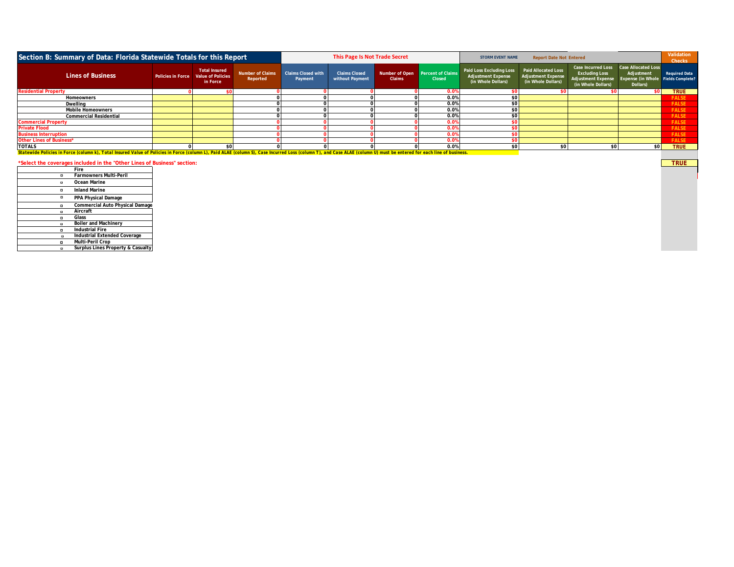## Section B: Summary of Data: Florida Statewide Totals for this Report

This Page Is Not Trade Secret

STORM EVENT NAME — Report Date Not Entered

| Lines of Business | Policies in Force | Total Insured Value of Policies in Force | Number of Claims Reported | Claims Closed with Payment | Claims Closed without Payment | Number of Open Claims | Percent of Claims Closed | Paid Loss Excluding Loss Adjustment Expense (in Whole Dollars) | Paid Allocated Loss Adjustment Expense (in Whole Dollars) | Case Incurred Loss Excluding Loss Adjustment Expense (in Whole Dollars) | Case Allocated Loss Adjustment Expense (in Whole Dollars) | Validation Checks: Required Data Fields Complete? |
|---|---|---|---|---|---|---|---|---|---|---|---|---|
| **Residential Property** | 0 | $0 | 0 | 0 | 0 | 0 | 0.0% | $0 | $0 | $0 | $0 | TRUE |
| Homeowners | | | 0 | 0 | 0 | 0 | 0.0% | $0 | | | | FALSE |
| Dwelling | | | 0 | 0 | 0 | 0 | 0.0% | $0 | | | | FALSE |
| Mobile Homeowners | | | 0 | 0 | 0 | 0 | 0.0% | $0 | | | | FALSE |
| Commercial Residential | | | 0 | 0 | 0 | 0 | 0.0% | $0 | | | | FALSE |
| **Commercial Property** | | | 0 | 0 | 0 | 0 | 0.0% | $0 | | | | FALSE |
| **Private Flood** | | | 0 | 0 | 0 | 0 | 0.0% | $0 | | | | FALSE |
| **Business Interruption** | | | 0 | 0 | 0 | 0 | 0.0% | $0 | | | | FALSE |
| **Other Lines of Business*** | | | 0 | 0 | 0 | 0 | 0.0% | $0 | | | | FALSE |
| **TOTALS** | 0 | $0 | 0 | 0 | 0 | 0 | 0.0% | $0 | $0 | $0 | $0 | TRUE |

Statewide Policies in Force (column k), Total Insured Value of Policies in Force (column L), Paid ALAE (column S), Case Incurred Loss (column T), and Case ALAE (column U) must be entered for each line of business.

**\*Select the coverages included in the "Other Lines of Business" section:** TRUE

- Fire
- ☐ Farmowners Multi-Peril
- ☐ Ocean Marine
- ☐ Inland Marine
- ☐ PPA Physical Damage
- ☐ Commercial Auto Physical Damage
- ☐ Aircraft
- ☐ Glass
- ☐ Boiler and Machinery
- ☐ Industrial Fire
- ☐ Industrial Extended Coverage
- ☐ Multi-Peril Crop
- ☐ Surplus Lines Property & Casualty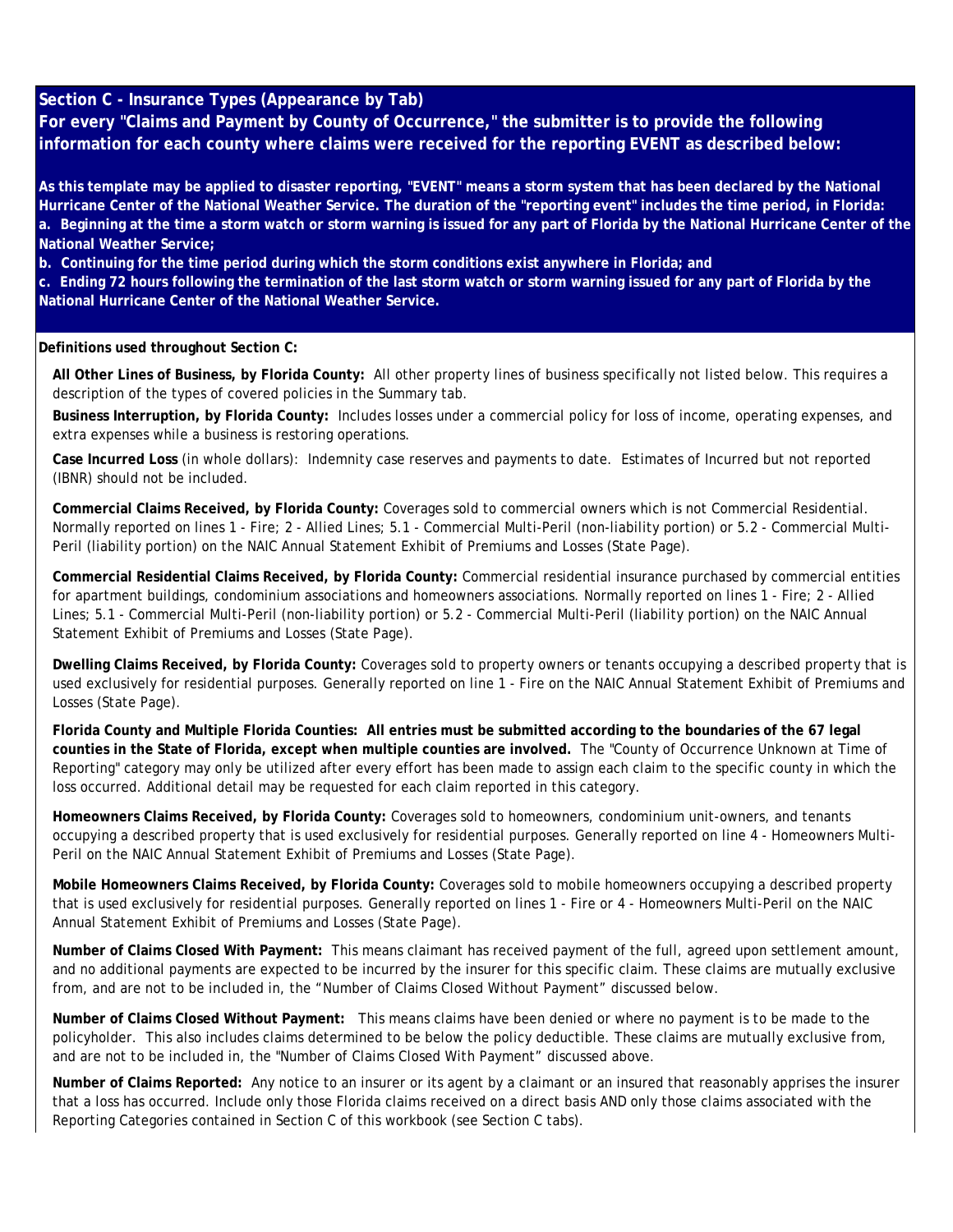## Section C - Insurance Types (Appearance by Tab)

**For every "Claims and Payment by County of Occurrence," the submitter is to provide the following information for each county where claims were received for the reporting EVENT as described below:**

**As this template may be applied to disaster reporting, "EVENT" means a storm system that has been declared by the National Hurricane Center of the National Weather Service. The duration of the "reporting event" includes the time period, in Florida:**

**a. Beginning at the time a storm watch or storm warning is issued for any part of Florida by the National Hurricane Center of the National Weather Service;**

**b. Continuing for the time period during which the storm conditions exist anywhere in Florida; and**

**c. Ending 72 hours following the termination of the last storm watch or storm warning issued for any part of Florida by the National Hurricane Center of the National Weather Service.**

**Definitions used throughout Section C:**

**All Other Lines of Business, by Florida County:** All other property lines of business specifically not listed below. This requires a description of the types of covered policies in the Summary tab.

**Business Interruption, by Florida County:** Includes losses under a commercial policy for loss of income, operating expenses, and extra expenses while a business is restoring operations.

**Case Incurred Loss** (in whole dollars): Indemnity case reserves and payments to date. Estimates of Incurred but not reported (IBNR) should not be included.

**Commercial Claims Received, by Florida County:** Coverages sold to commercial owners which is not Commercial Residential. Normally reported on lines 1 - Fire; 2 - Allied Lines; 5.1 - Commercial Multi-Peril (non-liability portion) or 5.2 - Commercial Multi-Peril (liability portion) on the NAIC Annual Statement Exhibit of Premiums and Losses (State Page).

**Commercial Residential Claims Received, by Florida County:** Commercial residential insurance purchased by commercial entities for apartment buildings, condominium associations and homeowners associations. Normally reported on lines 1 - Fire; 2 - Allied Lines; 5.1 - Commercial Multi-Peril (non-liability portion) or 5.2 - Commercial Multi-Peril (liability portion) on the NAIC Annual Statement Exhibit of Premiums and Losses (State Page).

**Dwelling Claims Received, by Florida County:** Coverages sold to property owners or tenants occupying a described property that is used exclusively for residential purposes. Generally reported on line 1 - Fire on the NAIC Annual Statement Exhibit of Premiums and Losses (State Page).

**Florida County and Multiple Florida Counties: All entries must be submitted according to the boundaries of the 67 legal counties in the State of Florida, except when multiple counties are involved.** The "County of Occurrence Unknown at Time of Reporting" category may only be utilized after every effort has been made to assign each claim to the specific county in which the loss occurred. Additional detail may be requested for each claim reported in this category.

**Homeowners Claims Received, by Florida County:** Coverages sold to homeowners, condominium unit-owners, and tenants occupying a described property that is used exclusively for residential purposes. Generally reported on line 4 - Homeowners Multi-Peril on the NAIC Annual Statement Exhibit of Premiums and Losses (State Page).

**Mobile Homeowners Claims Received, by Florida County:** Coverages sold to mobile homeowners occupying a described property that is used exclusively for residential purposes. Generally reported on lines 1 - Fire or 4 - Homeowners Multi-Peril on the NAIC Annual Statement Exhibit of Premiums and Losses (State Page).

**Number of Claims Closed With Payment:** This means claimant has received payment of the full, agreed upon settlement amount, and no additional payments are expected to be incurred by the insurer for this specific claim. These claims are mutually exclusive from, and are not to be included in, the "Number of Claims Closed Without Payment" discussed below.

**Number of Claims Closed Without Payment:** This means claims have been denied or where no payment is to be made to the policyholder. This also includes claims determined to be below the policy deductible. These claims are mutually exclusive from, and are not to be included in, the "Number of Claims Closed With Payment" discussed above.

**Number of Claims Reported:** Any notice to an insurer or its agent by a claimant or an insured that reasonably apprises the insurer that a loss has occurred. Include only those Florida claims received on a direct basis AND only those claims associated with the Reporting Categories contained in Section C of this workbook (see Section C tabs).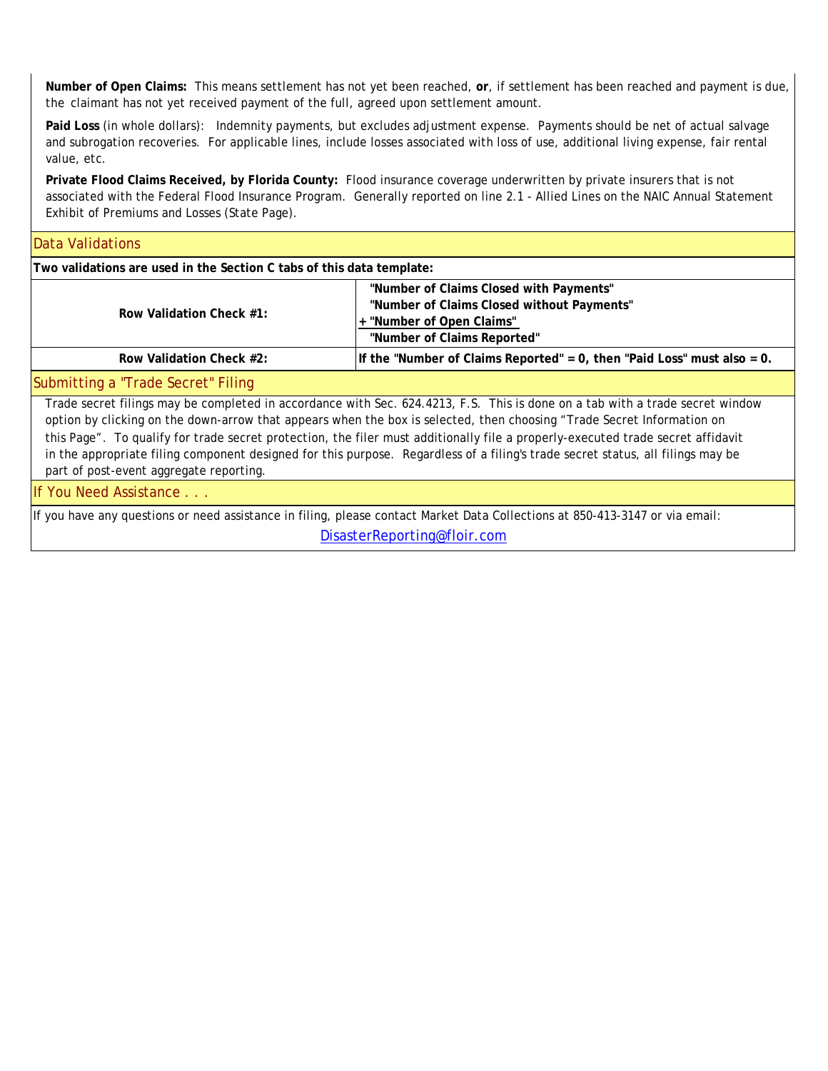**Number of Open Claims:** This means settlement has not yet been reached, **or**, if settlement has been reached and payment is due, the claimant has not yet received payment of the full, agreed upon settlement amount.

**Paid Loss** (in whole dollars): Indemnity payments, but excludes adjustment expense. Payments should be net of actual salvage and subrogation recoveries. For applicable lines, include losses associated with loss of use, additional living expense, fair rental value, etc.

**Private Flood Claims Received, by Florida County:** Flood insurance coverage underwritten by private insurers that is not associated with the Federal Flood Insurance Program. Generally reported on line 2.1 - Allied Lines on the NAIC Annual Statement Exhibit of Premiums and Losses (State Page).

## Data Validations

**Two validations are used in the Section C tabs of this data template:**

| | |
|---|---|
| **Row Validation Check #1:** | **"Number of Claims Closed with Payments"**<br>**"Number of Claims Closed without Payments"**<br>**+ "Number of Open Claims"**<br>**"Number of Claims Reported"** |
| **Row Validation Check #2:** | **If the "Number of Claims Reported" = 0, then "Paid Loss" must also = 0.** |

## Submitting a "Trade Secret" Filing

Trade secret filings may be completed in accordance with Sec. 624.4213, F.S. This is done on a tab with a trade secret window option by clicking on the down-arrow that appears when the box is selected, then choosing "Trade Secret Information on this Page". To qualify for trade secret protection, the filer must additionally file a properly-executed trade secret affidavit in the appropriate filing component designed for this purpose. Regardless of a filing's trade secret status, all filings may be part of post-event aggregate reporting.

## If You Need Assistance . . .

If you have any questions or need assistance in filing, please contact Market Data Collections at 850-413-3147 or via email:

DisasterReporting@floir.com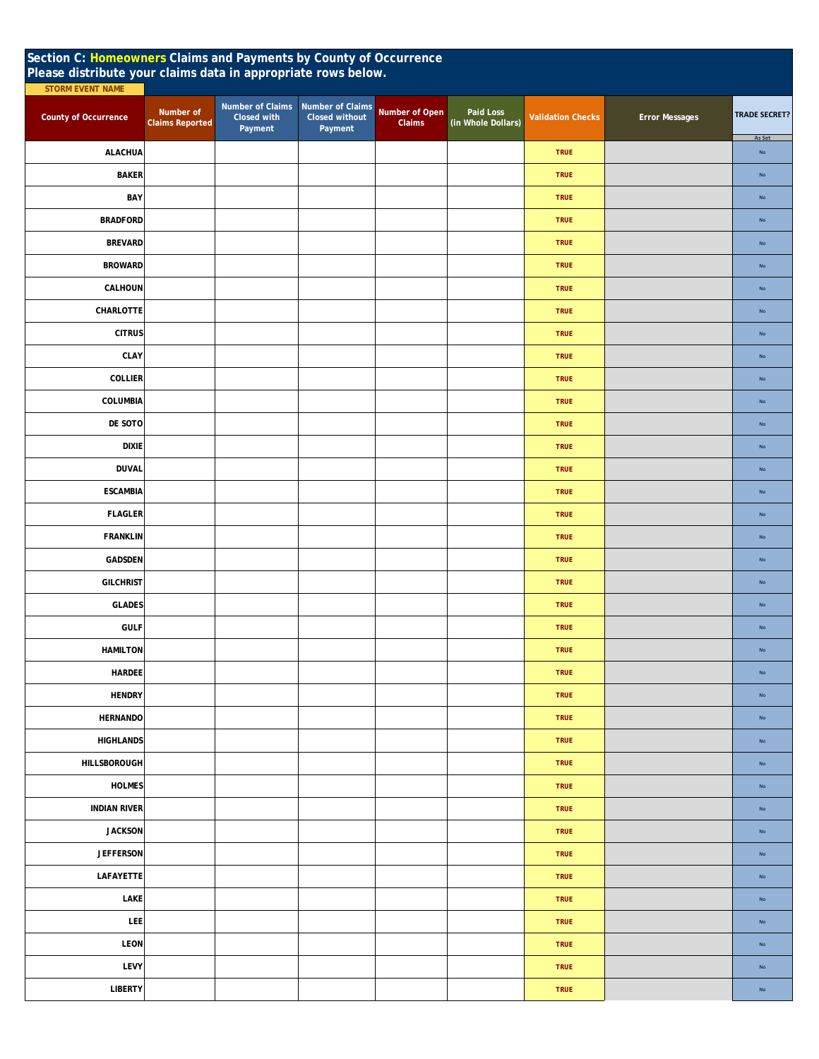## Section C: Homeowners Claims and Payments by County of Occurrence
## Please distribute your claims data in appropriate rows below.

STORM EVENT NAME

| County of Occurrence | Number of Claims Reported | Number of Claims Closed with Payment | Number of Claims Closed without Payment | Number of Open Claims | Paid Loss (in Whole Dollars) | Validation Checks | Error Messages | TRADE SECRET? As Set |
|---|---|---|---|---|---|---|---|---|
| ALACHUA | | | | | | TRUE | | No |
| BAKER | | | | | | TRUE | | No |
| BAY | | | | | | TRUE | | No |
| BRADFORD | | | | | | TRUE | | No |
| BREVARD | | | | | | TRUE | | No |
| BROWARD | | | | | | TRUE | | No |
| CALHOUN | | | | | | TRUE | | No |
| CHARLOTTE | | | | | | TRUE | | No |
| CITRUS | | | | | | TRUE | | No |
| CLAY | | | | | | TRUE | | No |
| COLLIER | | | | | | TRUE | | No |
| COLUMBIA | | | | | | TRUE | | No |
| DE SOTO | | | | | | TRUE | | No |
| DIXIE | | | | | | TRUE | | No |
| DUVAL | | | | | | TRUE | | No |
| ESCAMBIA | | | | | | TRUE | | No |
| FLAGLER | | | | | | TRUE | | No |
| FRANKLIN | | | | | | TRUE | | No |
| GADSDEN | | | | | | TRUE | | No |
| GILCHRIST | | | | | | TRUE | | No |
| GLADES | | | | | | TRUE | | No |
| GULF | | | | | | TRUE | | No |
| HAMILTON | | | | | | TRUE | | No |
| HARDEE | | | | | | TRUE | | No |
| HENDRY | | | | | | TRUE | | No |
| HERNANDO | | | | | | TRUE | | No |
| HIGHLANDS | | | | | | TRUE | | No |
| HILLSBOROUGH | | | | | | TRUE | | No |
| HOLMES | | | | | | TRUE | | No |
| INDIAN RIVER | | | | | | TRUE | | No |
| JACKSON | | | | | | TRUE | | No |
| JEFFERSON | | | | | | TRUE | | No |
| LAFAYETTE | | | | | | TRUE | | No |
| LAKE | | | | | | TRUE | | No |
| LEE | | | | | | TRUE | | No |
| LEON | | | | | | TRUE | | No |
| LEVY | | | | | | TRUE | | No |
| LIBERTY | | | | | | TRUE | | No |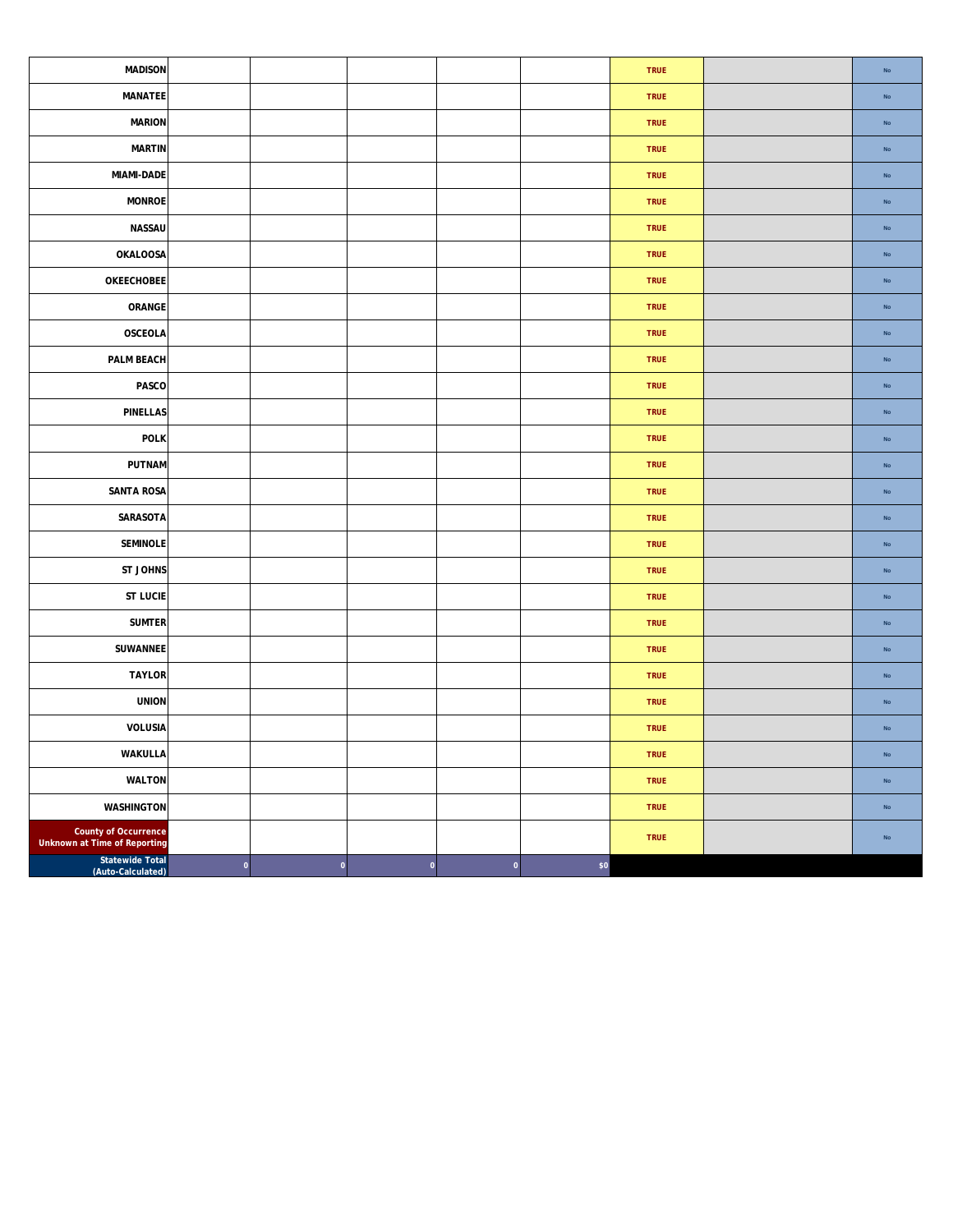| | | | | | | | | |
|---|---|---|---|---|---|---|---|---|
| **MADISON** | | | | | | TRUE | | No |
| **MANATEE** | | | | | | TRUE | | No |
| **MARION** | | | | | | TRUE | | No |
| **MARTIN** | | | | | | TRUE | | No |
| **MIAMI-DADE** | | | | | | TRUE | | No |
| **MONROE** | | | | | | TRUE | | No |
| **NASSAU** | | | | | | TRUE | | No |
| **OKALOOSA** | | | | | | TRUE | | No |
| **OKEECHOBEE** | | | | | | TRUE | | No |
| **ORANGE** | | | | | | TRUE | | No |
| **OSCEOLA** | | | | | | TRUE | | No |
| **PALM BEACH** | | | | | | TRUE | | No |
| **PASCO** | | | | | | TRUE | | No |
| **PINELLAS** | | | | | | TRUE | | No |
| **POLK** | | | | | | TRUE | | No |
| **PUTNAM** | | | | | | TRUE | | No |
| **SANTA ROSA** | | | | | | TRUE | | No |
| **SARASOTA** | | | | | | TRUE | | No |
| **SEMINOLE** | | | | | | TRUE | | No |
| **ST JOHNS** | | | | | | TRUE | | No |
| **ST LUCIE** | | | | | | TRUE | | No |
| **SUMTER** | | | | | | TRUE | | No |
| **SUWANNEE** | | | | | | TRUE | | No |
| **TAYLOR** | | | | | | TRUE | | No |
| **UNION** | | | | | | TRUE | | No |
| **VOLUSIA** | | | | | | TRUE | | No |
| **WAKULLA** | | | | | | TRUE | | No |
| **WALTON** | | | | | | TRUE | | No |
| **WASHINGTON** | | | | | | TRUE | | No |
| **County of Occurrence Unknown at Time of Reporting** | | | | | | TRUE | | No |
| **Statewide Total (Auto-Calculated)** | 0 | 0 | 0 | 0 | $0 | | | |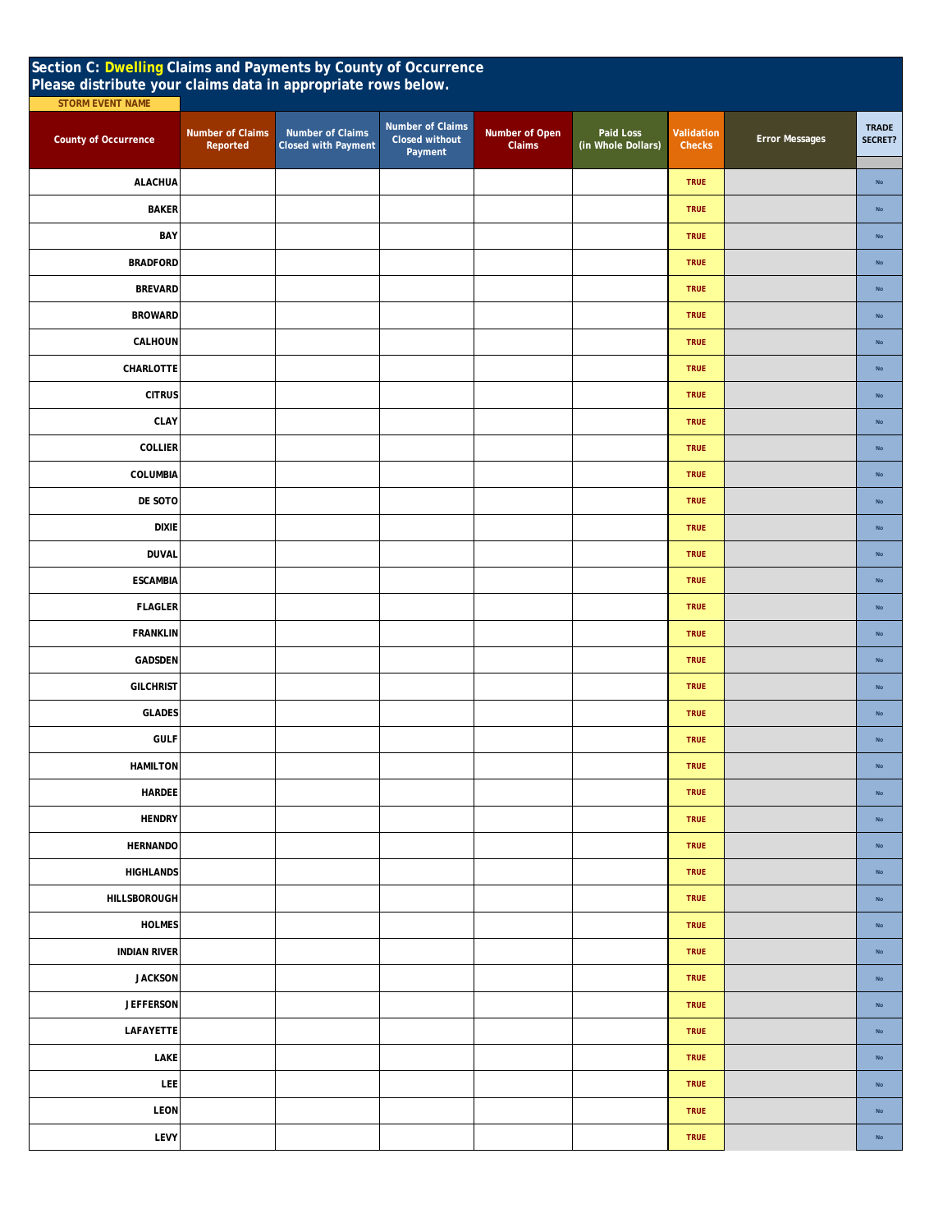## Section C: Dwelling Claims and Payments by County of Occurrence
## Please distribute your claims data in appropriate rows below.

STORM EVENT NAME

| County of Occurrence | Number of Claims Reported | Number of Claims Closed with Payment | Number of Claims Closed without Payment | Number of Open Claims | Paid Loss (in Whole Dollars) | Validation Checks | Error Messages | TRADE SECRET? |
|---|---|---|---|---|---|---|---|---|
| ALACHUA | | | | | | TRUE | | No |
| BAKER | | | | | | TRUE | | No |
| BAY | | | | | | TRUE | | No |
| BRADFORD | | | | | | TRUE | | No |
| BREVARD | | | | | | TRUE | | No |
| BROWARD | | | | | | TRUE | | No |
| CALHOUN | | | | | | TRUE | | No |
| CHARLOTTE | | | | | | TRUE | | No |
| CITRUS | | | | | | TRUE | | No |
| CLAY | | | | | | TRUE | | No |
| COLLIER | | | | | | TRUE | | No |
| COLUMBIA | | | | | | TRUE | | No |
| DE SOTO | | | | | | TRUE | | No |
| DIXIE | | | | | | TRUE | | No |
| DUVAL | | | | | | TRUE | | No |
| ESCAMBIA | | | | | | TRUE | | No |
| FLAGLER | | | | | | TRUE | | No |
| FRANKLIN | | | | | | TRUE | | No |
| GADSDEN | | | | | | TRUE | | No |
| GILCHRIST | | | | | | TRUE | | No |
| GLADES | | | | | | TRUE | | No |
| GULF | | | | | | TRUE | | No |
| HAMILTON | | | | | | TRUE | | No |
| HARDEE | | | | | | TRUE | | No |
| HENDRY | | | | | | TRUE | | No |
| HERNANDO | | | | | | TRUE | | No |
| HIGHLANDS | | | | | | TRUE | | No |
| HILLSBOROUGH | | | | | | TRUE | | No |
| HOLMES | | | | | | TRUE | | No |
| INDIAN RIVER | | | | | | TRUE | | No |
| JACKSON | | | | | | TRUE | | No |
| JEFFERSON | | | | | | TRUE | | No |
| LAFAYETTE | | | | | | TRUE | | No |
| LAKE | | | | | | TRUE | | No |
| LEE | | | | | | TRUE | | No |
| LEON | | | | | | TRUE | | No |
| LEVY | | | | | | TRUE | | No |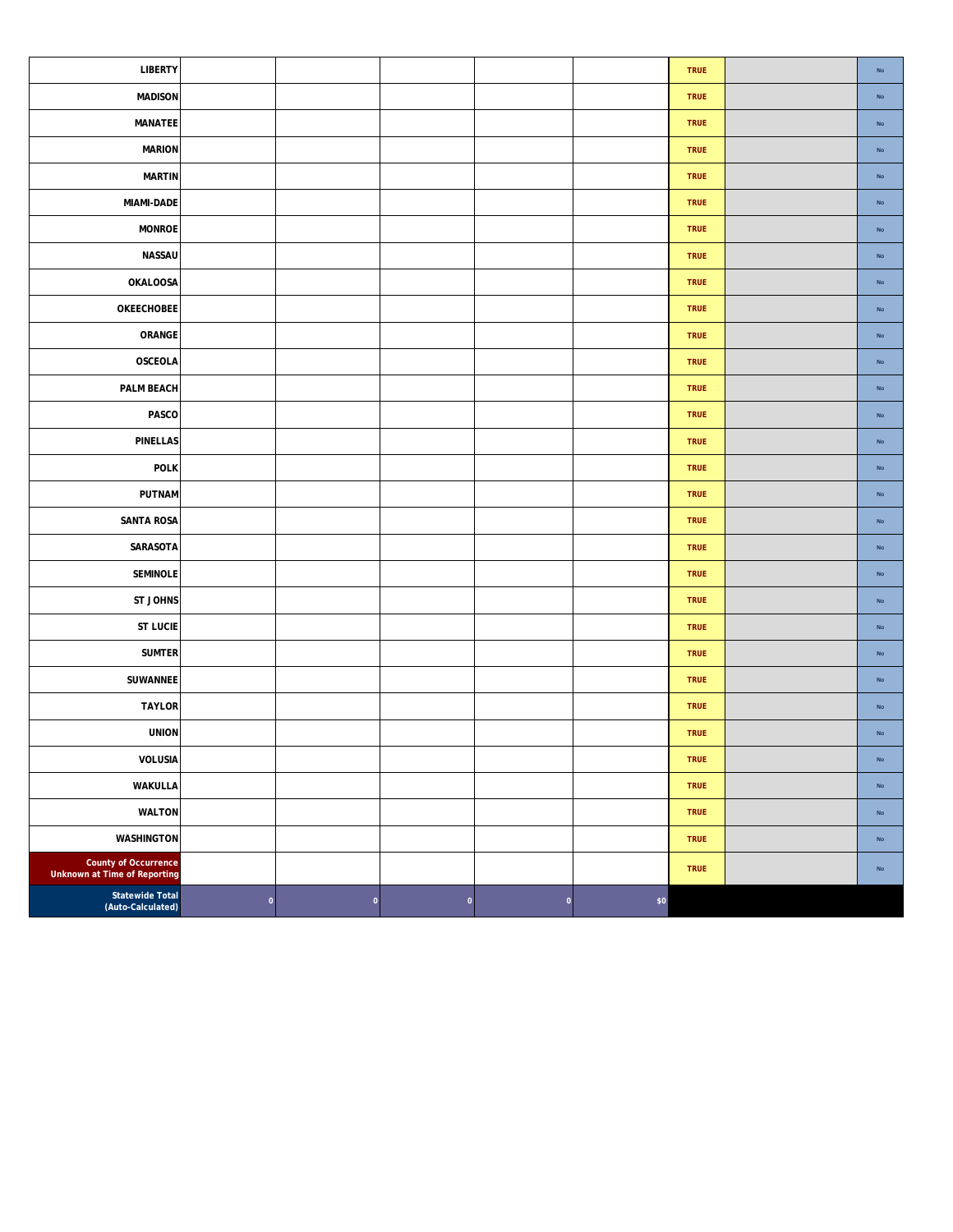| | | | | | | | | |
|---|---|---|---|---|---|---|---|---|
| LIBERTY | | | | | | TRUE | | No |
| MADISON | | | | | | TRUE | | No |
| MANATEE | | | | | | TRUE | | No |
| MARION | | | | | | TRUE | | No |
| MARTIN | | | | | | TRUE | | No |
| MIAMI-DADE | | | | | | TRUE | | No |
| MONROE | | | | | | TRUE | | No |
| NASSAU | | | | | | TRUE | | No |
| OKALOOSA | | | | | | TRUE | | No |
| OKEECHOBEE | | | | | | TRUE | | No |
| ORANGE | | | | | | TRUE | | No |
| OSCEOLA | | | | | | TRUE | | No |
| PALM BEACH | | | | | | TRUE | | No |
| PASCO | | | | | | TRUE | | No |
| PINELLAS | | | | | | TRUE | | No |
| POLK | | | | | | TRUE | | No |
| PUTNAM | | | | | | TRUE | | No |
| SANTA ROSA | | | | | | TRUE | | No |
| SARASOTA | | | | | | TRUE | | No |
| SEMINOLE | | | | | | TRUE | | No |
| ST JOHNS | | | | | | TRUE | | No |
| ST LUCIE | | | | | | TRUE | | No |
| SUMTER | | | | | | TRUE | | No |
| SUWANNEE | | | | | | TRUE | | No |
| TAYLOR | | | | | | TRUE | | No |
| UNION | | | | | | TRUE | | No |
| VOLUSIA | | | | | | TRUE | | No |
| WAKULLA | | | | | | TRUE | | No |
| WALTON | | | | | | TRUE | | No |
| WASHINGTON | | | | | | TRUE | | No |
| County of Occurrence Unknown at Time of Reporting | | | | | | TRUE | | No |
| Statewide Total (Auto-Calculated) | 0 | 0 | 0 | 0 | $0 | | | |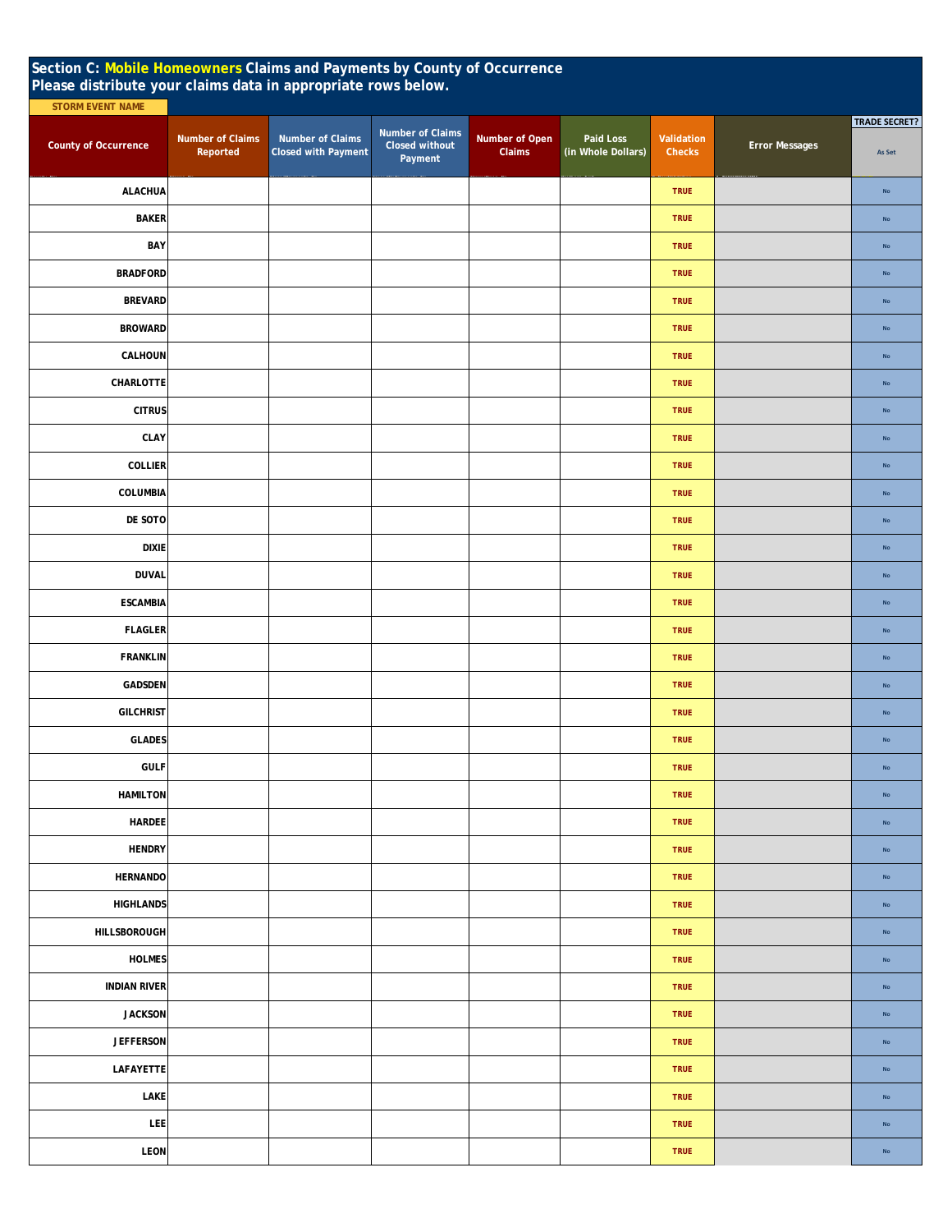## Section C: Mobile Homeowners Claims and Payments by County of Occurrence
## Please distribute your claims data in appropriate rows below.

STORM EVENT NAME

| County of Occurrence | Number of Claims Reported | Number of Claims Closed with Payment | Number of Claims Closed without Payment | Number of Open Claims | Paid Loss (in Whole Dollars) | Validation Checks | Error Messages | TRADE SECRET? As Set |
|---|---|---|---|---|---|---|---|---|
| ALACHUA | | | | | | TRUE | | No |
| BAKER | | | | | | TRUE | | No |
| BAY | | | | | | TRUE | | No |
| BRADFORD | | | | | | TRUE | | No |
| BREVARD | | | | | | TRUE | | No |
| BROWARD | | | | | | TRUE | | No |
| CALHOUN | | | | | | TRUE | | No |
| CHARLOTTE | | | | | | TRUE | | No |
| CITRUS | | | | | | TRUE | | No |
| CLAY | | | | | | TRUE | | No |
| COLLIER | | | | | | TRUE | | No |
| COLUMBIA | | | | | | TRUE | | No |
| DE SOTO | | | | | | TRUE | | No |
| DIXIE | | | | | | TRUE | | No |
| DUVAL | | | | | | TRUE | | No |
| ESCAMBIA | | | | | | TRUE | | No |
| FLAGLER | | | | | | TRUE | | No |
| FRANKLIN | | | | | | TRUE | | No |
| GADSDEN | | | | | | TRUE | | No |
| GILCHRIST | | | | | | TRUE | | No |
| GLADES | | | | | | TRUE | | No |
| GULF | | | | | | TRUE | | No |
| HAMILTON | | | | | | TRUE | | No |
| HARDEE | | | | | | TRUE | | No |
| HENDRY | | | | | | TRUE | | No |
| HERNANDO | | | | | | TRUE | | No |
| HIGHLANDS | | | | | | TRUE | | No |
| HILLSBOROUGH | | | | | | TRUE | | No |
| HOLMES | | | | | | TRUE | | No |
| INDIAN RIVER | | | | | | TRUE | | No |
| JACKSON | | | | | | TRUE | | No |
| JEFFERSON | | | | | | TRUE | | No |
| LAFAYETTE | | | | | | TRUE | | No |
| LAKE | | | | | | TRUE | | No |
| LEE | | | | | | TRUE | | No |
| LEON | | | | | | TRUE | | No |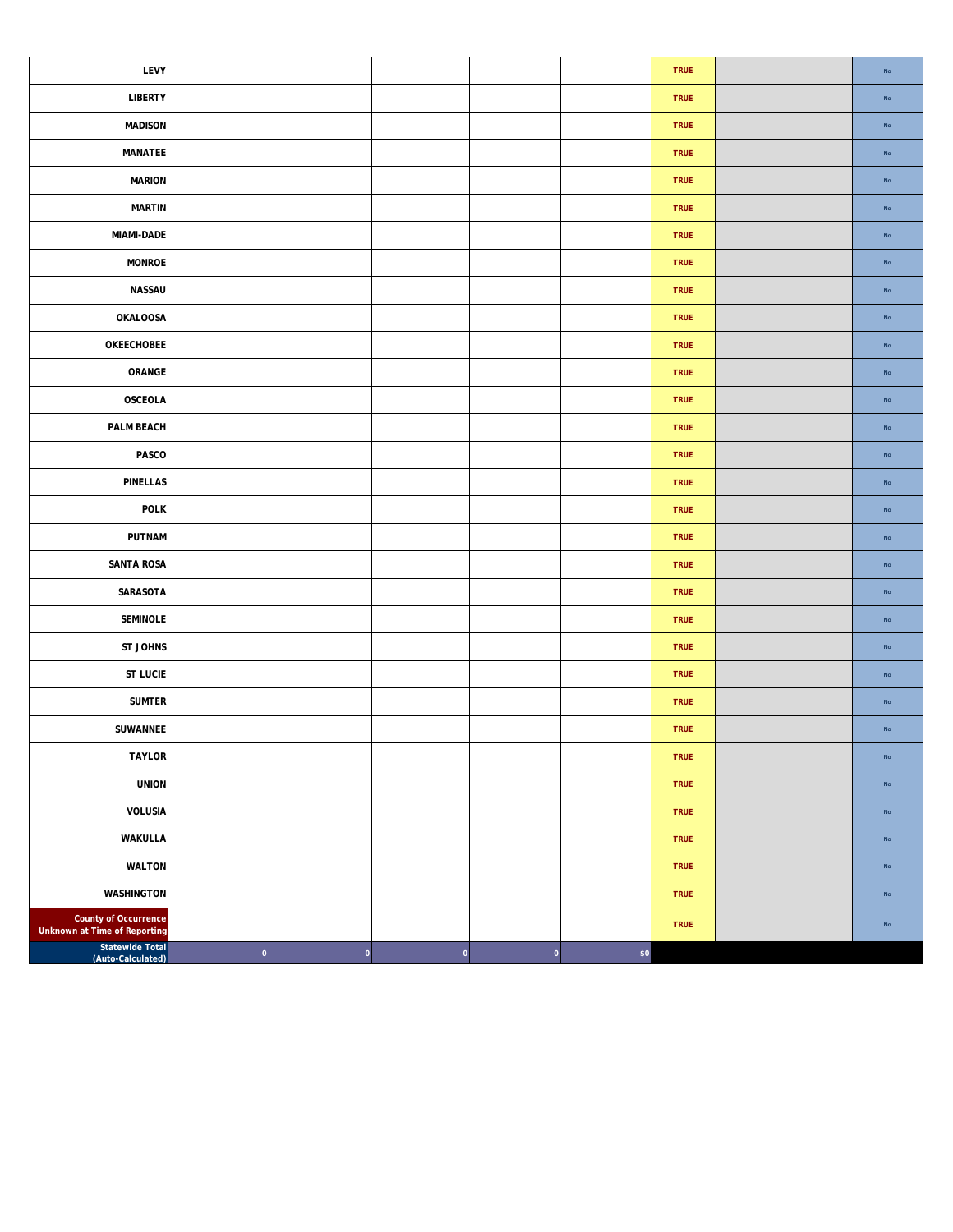| | | | | | | | | |
|---|---|---|---|---|---|---|---|---|
| LEVY | | | | | | TRUE | | No |
| LIBERTY | | | | | | TRUE | | No |
| MADISON | | | | | | TRUE | | No |
| MANATEE | | | | | | TRUE | | No |
| MARION | | | | | | TRUE | | No |
| MARTIN | | | | | | TRUE | | No |
| MIAMI-DADE | | | | | | TRUE | | No |
| MONROE | | | | | | TRUE | | No |
| NASSAU | | | | | | TRUE | | No |
| OKALOOSA | | | | | | TRUE | | No |
| OKEECHOBEE | | | | | | TRUE | | No |
| ORANGE | | | | | | TRUE | | No |
| OSCEOLA | | | | | | TRUE | | No |
| PALM BEACH | | | | | | TRUE | | No |
| PASCO | | | | | | TRUE | | No |
| PINELLAS | | | | | | TRUE | | No |
| POLK | | | | | | TRUE | | No |
| PUTNAM | | | | | | TRUE | | No |
| SANTA ROSA | | | | | | TRUE | | No |
| SARASOTA | | | | | | TRUE | | No |
| SEMINOLE | | | | | | TRUE | | No |
| ST JOHNS | | | | | | TRUE | | No |
| ST LUCIE | | | | | | TRUE | | No |
| SUMTER | | | | | | TRUE | | No |
| SUWANNEE | | | | | | TRUE | | No |
| TAYLOR | | | | | | TRUE | | No |
| UNION | | | | | | TRUE | | No |
| VOLUSIA | | | | | | TRUE | | No |
| WAKULLA | | | | | | TRUE | | No |
| WALTON | | | | | | TRUE | | No |
| WASHINGTON | | | | | | TRUE | | No |
| County of Occurrence Unknown at Time of Reporting | | | | | | TRUE | | No |
| Statewide Total (Auto-Calculated) | 0 | 0 | 0 | 0 | $0 | | | |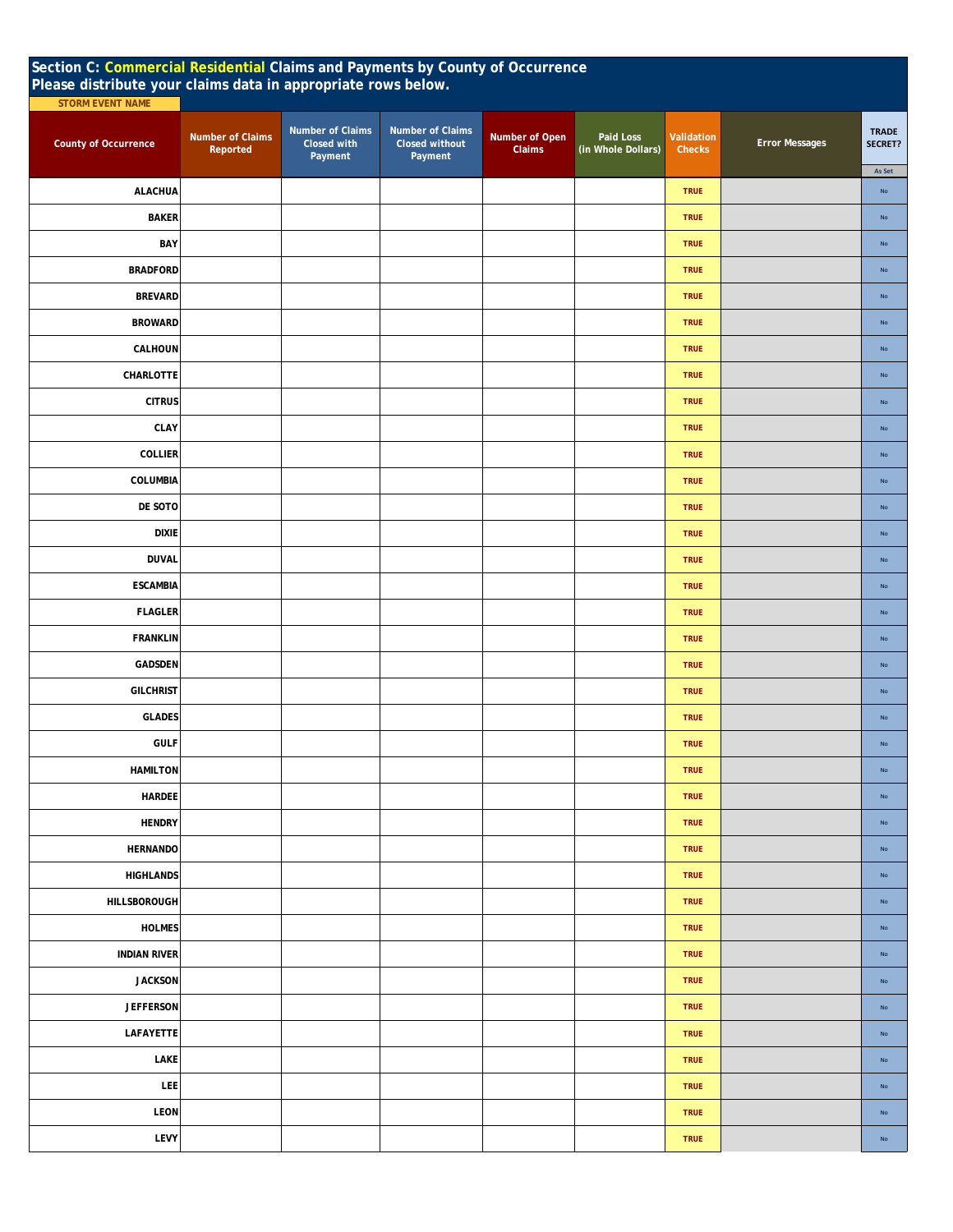## Section C: Commercial Residential Claims and Payments by County of Occurrence
## Please distribute your claims data in appropriate rows below.

STORM EVENT NAME

| County of Occurrence | Number of Claims Reported | Number of Claims Closed with Payment | Number of Claims Closed without Payment | Number of Open Claims | Paid Loss (in Whole Dollars) | Validation Checks | Error Messages | TRADE SECRET? As Set |
|---|---|---|---|---|---|---|---|---|
| ALACHUA | | | | | | TRUE | | No |
| BAKER | | | | | | TRUE | | No |
| BAY | | | | | | TRUE | | No |
| BRADFORD | | | | | | TRUE | | No |
| BREVARD | | | | | | TRUE | | No |
| BROWARD | | | | | | TRUE | | No |
| CALHOUN | | | | | | TRUE | | No |
| CHARLOTTE | | | | | | TRUE | | No |
| CITRUS | | | | | | TRUE | | No |
| CLAY | | | | | | TRUE | | No |
| COLLIER | | | | | | TRUE | | No |
| COLUMBIA | | | | | | TRUE | | No |
| DE SOTO | | | | | | TRUE | | No |
| DIXIE | | | | | | TRUE | | No |
| DUVAL | | | | | | TRUE | | No |
| ESCAMBIA | | | | | | TRUE | | No |
| FLAGLER | | | | | | TRUE | | No |
| FRANKLIN | | | | | | TRUE | | No |
| GADSDEN | | | | | | TRUE | | No |
| GILCHRIST | | | | | | TRUE | | No |
| GLADES | | | | | | TRUE | | No |
| GULF | | | | | | TRUE | | No |
| HAMILTON | | | | | | TRUE | | No |
| HARDEE | | | | | | TRUE | | No |
| HENDRY | | | | | | TRUE | | No |
| HERNANDO | | | | | | TRUE | | No |
| HIGHLANDS | | | | | | TRUE | | No |
| HILLSBOROUGH | | | | | | TRUE | | No |
| HOLMES | | | | | | TRUE | | No |
| INDIAN RIVER | | | | | | TRUE | | No |
| JACKSON | | | | | | TRUE | | No |
| JEFFERSON | | | | | | TRUE | | No |
| LAFAYETTE | | | | | | TRUE | | No |
| LAKE | | | | | | TRUE | | No |
| LEE | | | | | | TRUE | | No |
| LEON | | | | | | TRUE | | No |
| LEVY | | | | | | TRUE | | No |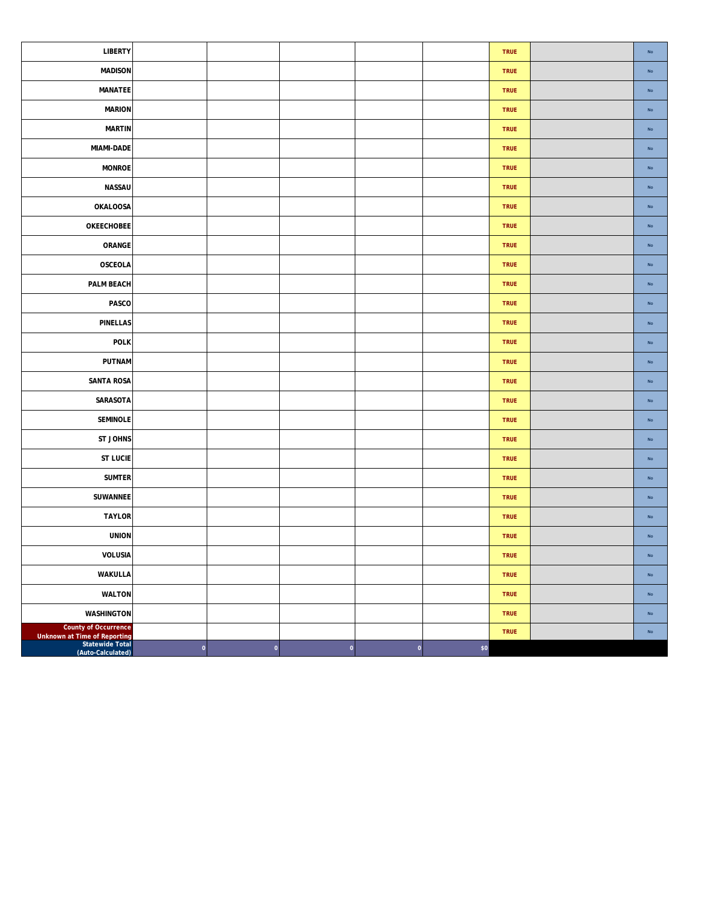| | | | | | | | | |
|---|---|---|---|---|---|---|---|---|
| LIBERTY | | | | | | TRUE | | No |
| MADISON | | | | | | TRUE | | No |
| MANATEE | | | | | | TRUE | | No |
| MARION | | | | | | TRUE | | No |
| MARTIN | | | | | | TRUE | | No |
| MIAMI-DADE | | | | | | TRUE | | No |
| MONROE | | | | | | TRUE | | No |
| NASSAU | | | | | | TRUE | | No |
| OKALOOSA | | | | | | TRUE | | No |
| OKEECHOBEE | | | | | | TRUE | | No |
| ORANGE | | | | | | TRUE | | No |
| OSCEOLA | | | | | | TRUE | | No |
| PALM BEACH | | | | | | TRUE | | No |
| PASCO | | | | | | TRUE | | No |
| PINELLAS | | | | | | TRUE | | No |
| POLK | | | | | | TRUE | | No |
| PUTNAM | | | | | | TRUE | | No |
| SANTA ROSA | | | | | | TRUE | | No |
| SARASOTA | | | | | | TRUE | | No |
| SEMINOLE | | | | | | TRUE | | No |
| ST JOHNS | | | | | | TRUE | | No |
| ST LUCIE | | | | | | TRUE | | No |
| SUMTER | | | | | | TRUE | | No |
| SUWANNEE | | | | | | TRUE | | No |
| TAYLOR | | | | | | TRUE | | No |
| UNION | | | | | | TRUE | | No |
| VOLUSIA | | | | | | TRUE | | No |
| WAKULLA | | | | | | TRUE | | No |
| WALTON | | | | | | TRUE | | No |
| WASHINGTON | | | | | | TRUE | | No |
| County of Occurrence Unknown at Time of Reporting | | | | | | TRUE | | No |
| Statewide Total (Auto-Calculated) | 0 | 0 | 0 | 0 | $0 | | | |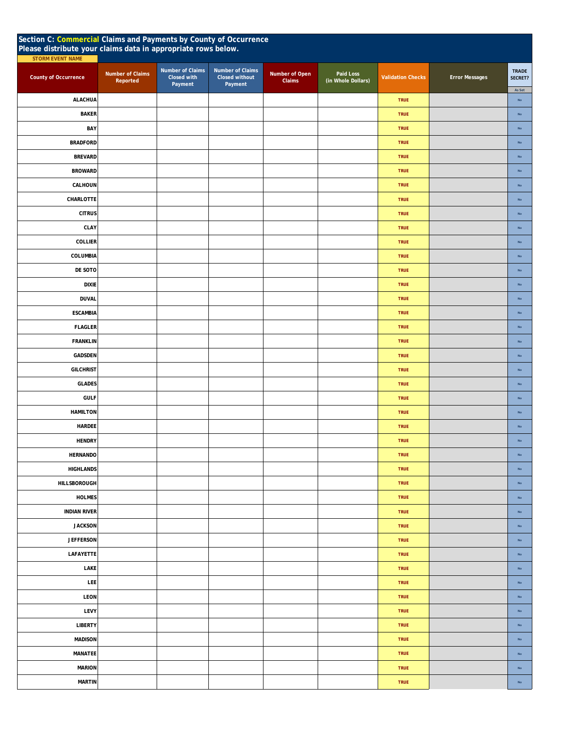## Section C: Commercial Claims and Payments by County of Occurrence
Please distribute your claims data in appropriate rows below.

STORM EVENT NAME

| County of Occurrence | Number of Claims Reported | Number of Claims Closed with Payment | Number of Claims Closed without Payment | Number of Open Claims | Paid Loss (in Whole Dollars) | Validation Checks | Error Messages | TRADE SECRET? As Set |
|---|---|---|---|---|---|---|---|---|
| ALACHUA | | | | | | TRUE | | No |
| BAKER | | | | | | TRUE | | No |
| BAY | | | | | | TRUE | | No |
| BRADFORD | | | | | | TRUE | | No |
| BREVARD | | | | | | TRUE | | No |
| BROWARD | | | | | | TRUE | | No |
| CALHOUN | | | | | | TRUE | | No |
| CHARLOTTE | | | | | | TRUE | | No |
| CITRUS | | | | | | TRUE | | No |
| CLAY | | | | | | TRUE | | No |
| COLLIER | | | | | | TRUE | | No |
| COLUMBIA | | | | | | TRUE | | No |
| DE SOTO | | | | | | TRUE | | No |
| DIXIE | | | | | | TRUE | | No |
| DUVAL | | | | | | TRUE | | No |
| ESCAMBIA | | | | | | TRUE | | No |
| FLAGLER | | | | | | TRUE | | No |
| FRANKLIN | | | | | | TRUE | | No |
| GADSDEN | | | | | | TRUE | | No |
| GILCHRIST | | | | | | TRUE | | No |
| GLADES | | | | | | TRUE | | No |
| GULF | | | | | | TRUE | | No |
| HAMILTON | | | | | | TRUE | | No |
| HARDEE | | | | | | TRUE | | No |
| HENDRY | | | | | | TRUE | | No |
| HERNANDO | | | | | | TRUE | | No |
| HIGHLANDS | | | | | | TRUE | | No |
| HILLSBOROUGH | | | | | | TRUE | | No |
| HOLMES | | | | | | TRUE | | No |
| INDIAN RIVER | | | | | | TRUE | | No |
| JACKSON | | | | | | TRUE | | No |
| JEFFERSON | | | | | | TRUE | | No |
| LAFAYETTE | | | | | | TRUE | | No |
| LAKE | | | | | | TRUE | | No |
| LEE | | | | | | TRUE | | No |
| LEON | | | | | | TRUE | | No |
| LEVY | | | | | | TRUE | | No |
| LIBERTY | | | | | | TRUE | | No |
| MADISON | | | | | | TRUE | | No |
| MANATEE | | | | | | TRUE | | No |
| MARION | | | | | | TRUE | | No |
| MARTIN | | | | | | TRUE | | No |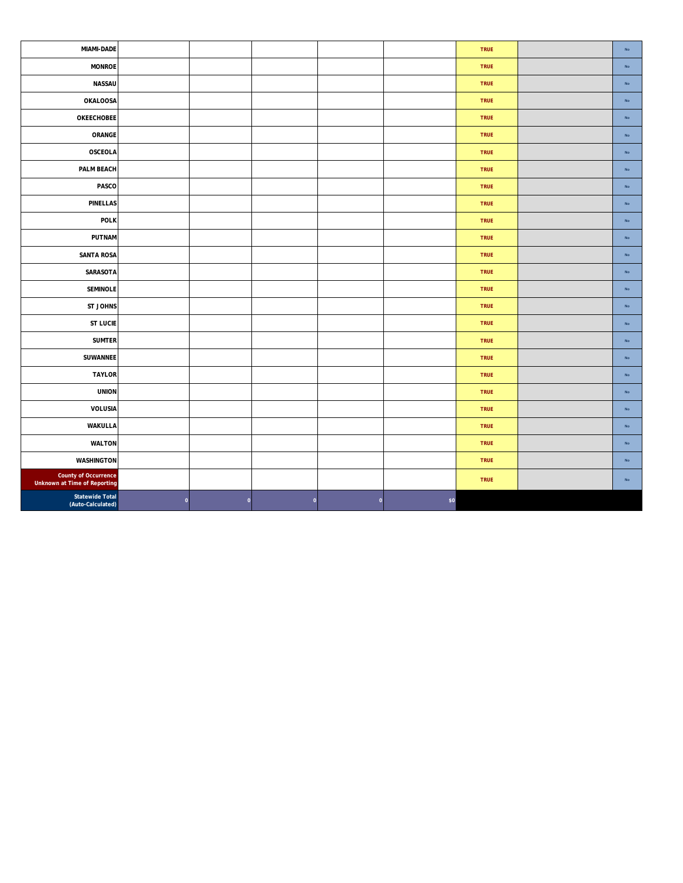| | | | | | | | | |
|---|---|---|---|---|---|---|---|---|
| MIAMI-DADE | | | | | | TRUE | | No |
| MONROE | | | | | | TRUE | | No |
| NASSAU | | | | | | TRUE | | No |
| OKALOOSA | | | | | | TRUE | | No |
| OKEECHOBEE | | | | | | TRUE | | No |
| ORANGE | | | | | | TRUE | | No |
| OSCEOLA | | | | | | TRUE | | No |
| PALM BEACH | | | | | | TRUE | | No |
| PASCO | | | | | | TRUE | | No |
| PINELLAS | | | | | | TRUE | | No |
| POLK | | | | | | TRUE | | No |
| PUTNAM | | | | | | TRUE | | No |
| SANTA ROSA | | | | | | TRUE | | No |
| SARASOTA | | | | | | TRUE | | No |
| SEMINOLE | | | | | | TRUE | | No |
| ST JOHNS | | | | | | TRUE | | No |
| ST LUCIE | | | | | | TRUE | | No |
| SUMTER | | | | | | TRUE | | No |
| SUWANNEE | | | | | | TRUE | | No |
| TAYLOR | | | | | | TRUE | | No |
| UNION | | | | | | TRUE | | No |
| VOLUSIA | | | | | | TRUE | | No |
| WAKULLA | | | | | | TRUE | | No |
| WALTON | | | | | | TRUE | | No |
| WASHINGTON | | | | | | TRUE | | No |
| County of Occurrence Unknown at Time of Reporting | | | | | | TRUE | | No |
| Statewide Total (Auto-Calculated) | 0 | 0 | 0 | 0 | $0 | | | |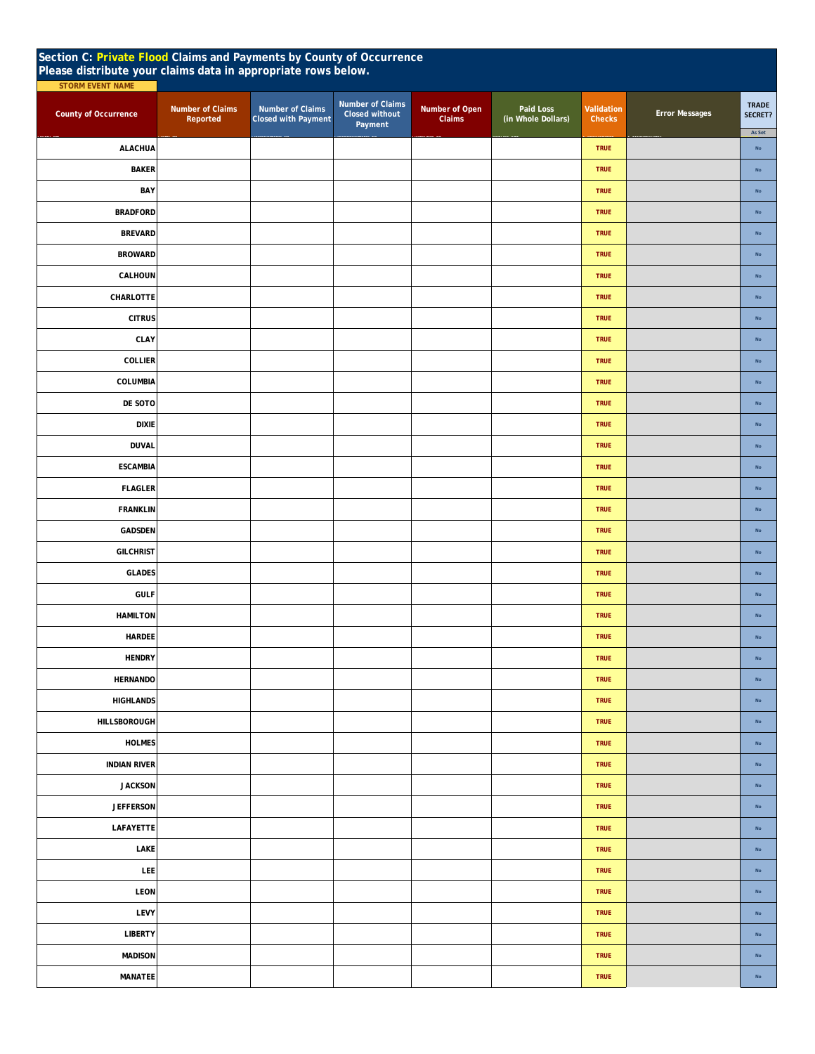## Section C: Private Flood Claims and Payments by County of Occurrence
**Please distribute your claims data in appropriate rows below.**

STORM EVENT NAME

| County of Occurrence | Number of Claims Reported | Number of Claims Closed with Payment | Number of Claims Closed without Payment | Number of Open Claims | Paid Loss (in Whole Dollars) | Validation Checks | Error Messages | TRADE SECRET? As Set |
|---|---|---|---|---|---|---|---|---|
| ALACHUA | | | | | | TRUE | | No |
| BAKER | | | | | | TRUE | | No |
| BAY | | | | | | TRUE | | No |
| BRADFORD | | | | | | TRUE | | No |
| BREVARD | | | | | | TRUE | | No |
| BROWARD | | | | | | TRUE | | No |
| CALHOUN | | | | | | TRUE | | No |
| CHARLOTTE | | | | | | TRUE | | No |
| CITRUS | | | | | | TRUE | | No |
| CLAY | | | | | | TRUE | | No |
| COLLIER | | | | | | TRUE | | No |
| COLUMBIA | | | | | | TRUE | | No |
| DE SOTO | | | | | | TRUE | | No |
| DIXIE | | | | | | TRUE | | No |
| DUVAL | | | | | | TRUE | | No |
| ESCAMBIA | | | | | | TRUE | | No |
| FLAGLER | | | | | | TRUE | | No |
| FRANKLIN | | | | | | TRUE | | No |
| GADSDEN | | | | | | TRUE | | No |
| GILCHRIST | | | | | | TRUE | | No |
| GLADES | | | | | | TRUE | | No |
| GULF | | | | | | TRUE | | No |
| HAMILTON | | | | | | TRUE | | No |
| HARDEE | | | | | | TRUE | | No |
| HENDRY | | | | | | TRUE | | No |
| HERNANDO | | | | | | TRUE | | No |
| HIGHLANDS | | | | | | TRUE | | No |
| HILLSBOROUGH | | | | | | TRUE | | No |
| HOLMES | | | | | | TRUE | | No |
| INDIAN RIVER | | | | | | TRUE | | No |
| JACKSON | | | | | | TRUE | | No |
| JEFFERSON | | | | | | TRUE | | No |
| LAFAYETTE | | | | | | TRUE | | No |
| LAKE | | | | | | TRUE | | No |
| LEE | | | | | | TRUE | | No |
| LEON | | | | | | TRUE | | No |
| LEVY | | | | | | TRUE | | No |
| LIBERTY | | | | | | TRUE | | No |
| MADISON | | | | | | TRUE | | No |
| MANATEE | | | | | | TRUE | | No |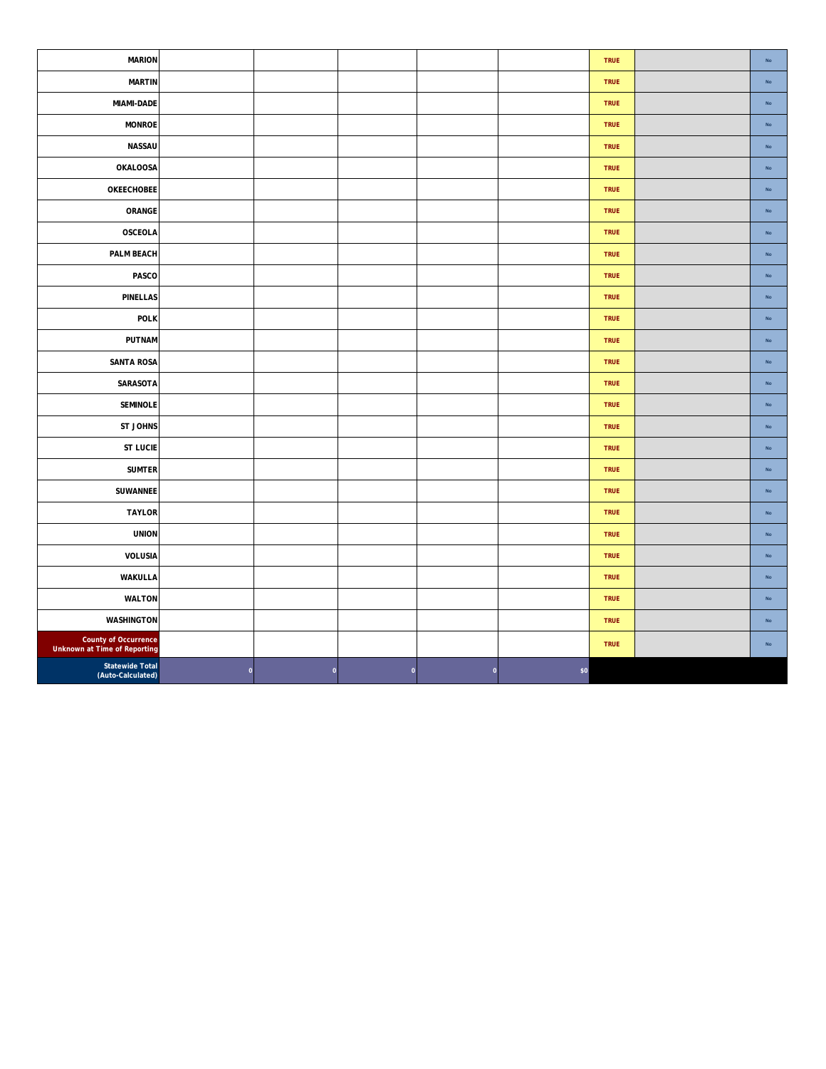| | | | | | | | | |
|---|---|---|---|---|---|---|---|---|
| MARION | | | | | | TRUE | | No |
| MARTIN | | | | | | TRUE | | No |
| MIAMI-DADE | | | | | | TRUE | | No |
| MONROE | | | | | | TRUE | | No |
| NASSAU | | | | | | TRUE | | No |
| OKALOOSA | | | | | | TRUE | | No |
| OKEECHOBEE | | | | | | TRUE | | No |
| ORANGE | | | | | | TRUE | | No |
| OSCEOLA | | | | | | TRUE | | No |
| PALM BEACH | | | | | | TRUE | | No |
| PASCO | | | | | | TRUE | | No |
| PINELLAS | | | | | | TRUE | | No |
| POLK | | | | | | TRUE | | No |
| PUTNAM | | | | | | TRUE | | No |
| SANTA ROSA | | | | | | TRUE | | No |
| SARASOTA | | | | | | TRUE | | No |
| SEMINOLE | | | | | | TRUE | | No |
| ST JOHNS | | | | | | TRUE | | No |
| ST LUCIE | | | | | | TRUE | | No |
| SUMTER | | | | | | TRUE | | No |
| SUWANNEE | | | | | | TRUE | | No |
| TAYLOR | | | | | | TRUE | | No |
| UNION | | | | | | TRUE | | No |
| VOLUSIA | | | | | | TRUE | | No |
| WAKULLA | | | | | | TRUE | | No |
| WALTON | | | | | | TRUE | | No |
| WASHINGTON | | | | | | TRUE | | No |
| County of Occurrence Unknown at Time of Reporting | | | | | | TRUE | | No |
| Statewide Total (Auto-Calculated) | 0 | 0 | 0 | 0 | $0 | | | |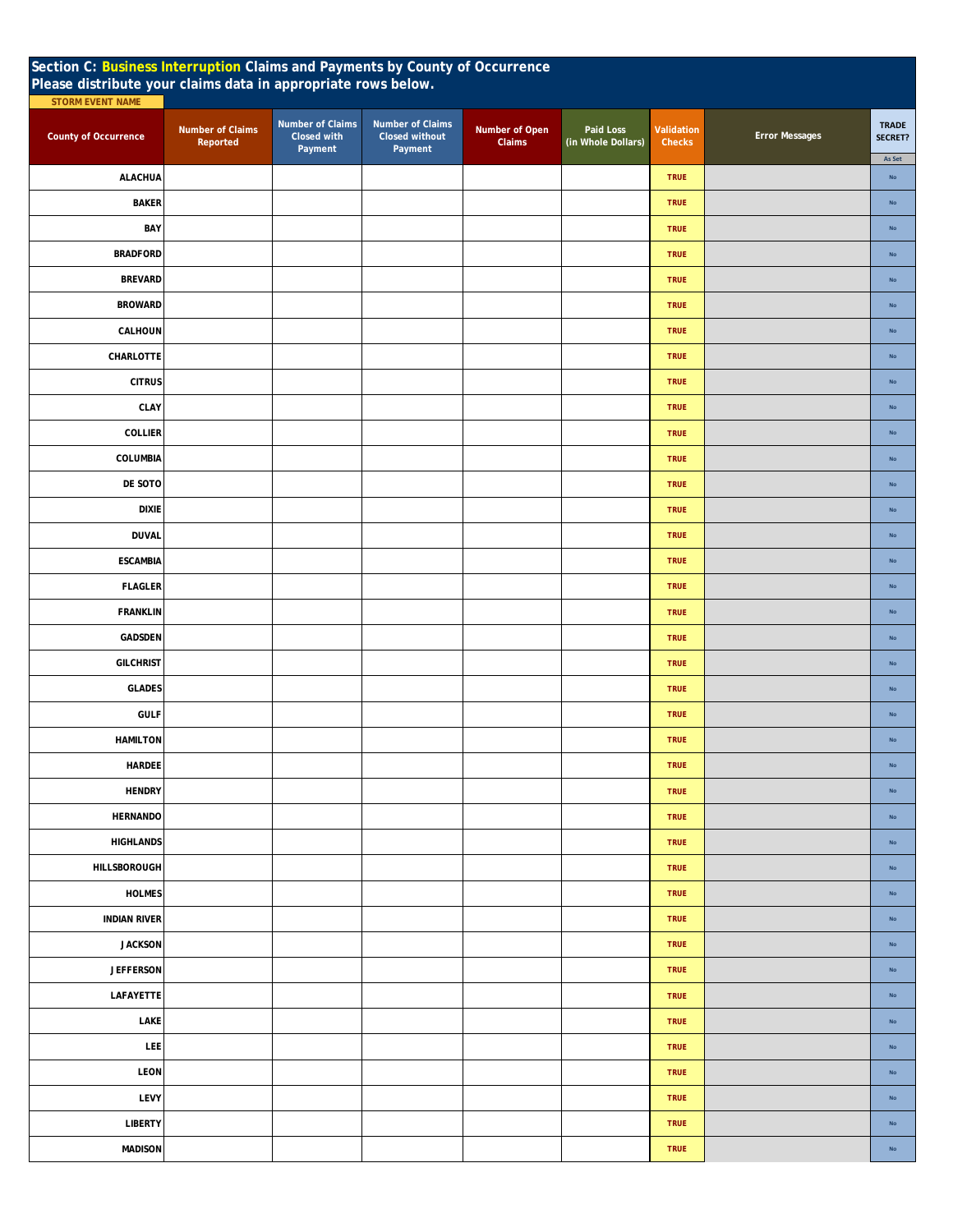## Section C: Business Interruption Claims and Payments by County of Occurrence
## Please distribute your claims data in appropriate rows below.

STORM EVENT NAME

| County of Occurrence | Number of Claims Reported | Number of Claims Closed with Payment | Number of Claims Closed without Payment | Number of Open Claims | Paid Loss (in Whole Dollars) | Validation Checks | Error Messages | TRADE SECRET? As Set |
|---|---|---|---|---|---|---|---|---|
| ALACHUA | | | | | | TRUE | | No |
| BAKER | | | | | | TRUE | | No |
| BAY | | | | | | TRUE | | No |
| BRADFORD | | | | | | TRUE | | No |
| BREVARD | | | | | | TRUE | | No |
| BROWARD | | | | | | TRUE | | No |
| CALHOUN | | | | | | TRUE | | No |
| CHARLOTTE | | | | | | TRUE | | No |
| CITRUS | | | | | | TRUE | | No |
| CLAY | | | | | | TRUE | | No |
| COLLIER | | | | | | TRUE | | No |
| COLUMBIA | | | | | | TRUE | | No |
| DE SOTO | | | | | | TRUE | | No |
| DIXIE | | | | | | TRUE | | No |
| DUVAL | | | | | | TRUE | | No |
| ESCAMBIA | | | | | | TRUE | | No |
| FLAGLER | | | | | | TRUE | | No |
| FRANKLIN | | | | | | TRUE | | No |
| GADSDEN | | | | | | TRUE | | No |
| GILCHRIST | | | | | | TRUE | | No |
| GLADES | | | | | | TRUE | | No |
| GULF | | | | | | TRUE | | No |
| HAMILTON | | | | | | TRUE | | No |
| HARDEE | | | | | | TRUE | | No |
| HENDRY | | | | | | TRUE | | No |
| HERNANDO | | | | | | TRUE | | No |
| HIGHLANDS | | | | | | TRUE | | No |
| HILLSBOROUGH | | | | | | TRUE | | No |
| HOLMES | | | | | | TRUE | | No |
| INDIAN RIVER | | | | | | TRUE | | No |
| JACKSON | | | | | | TRUE | | No |
| JEFFERSON | | | | | | TRUE | | No |
| LAFAYETTE | | | | | | TRUE | | No |
| LAKE | | | | | | TRUE | | No |
| LEE | | | | | | TRUE | | No |
| LEON | | | | | | TRUE | | No |
| LEVY | | | | | | TRUE | | No |
| LIBERTY | | | | | | TRUE | | No |
| MADISON | | | | | | TRUE | | No |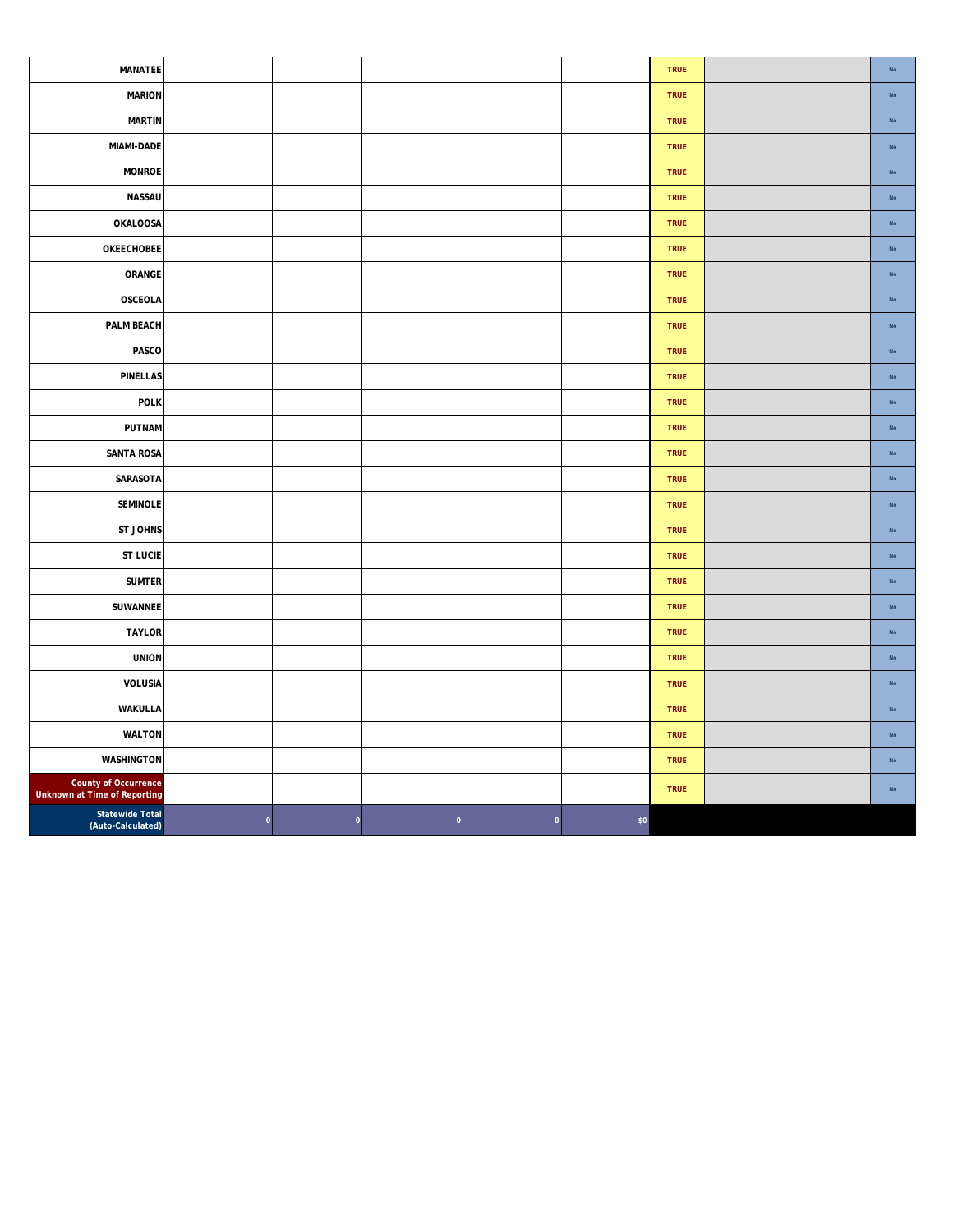| | | | | | | | | |
|---|---|---|---|---|---|---|---|---|
| MANATEE | | | | | | TRUE | | No |
| MARION | | | | | | TRUE | | No |
| MARTIN | | | | | | TRUE | | No |
| MIAMI-DADE | | | | | | TRUE | | No |
| MONROE | | | | | | TRUE | | No |
| NASSAU | | | | | | TRUE | | No |
| OKALOOSA | | | | | | TRUE | | No |
| OKEECHOBEE | | | | | | TRUE | | No |
| ORANGE | | | | | | TRUE | | No |
| OSCEOLA | | | | | | TRUE | | No |
| PALM BEACH | | | | | | TRUE | | No |
| PASCO | | | | | | TRUE | | No |
| PINELLAS | | | | | | TRUE | | No |
| POLK | | | | | | TRUE | | No |
| PUTNAM | | | | | | TRUE | | No |
| SANTA ROSA | | | | | | TRUE | | No |
| SARASOTA | | | | | | TRUE | | No |
| SEMINOLE | | | | | | TRUE | | No |
| ST JOHNS | | | | | | TRUE | | No |
| ST LUCIE | | | | | | TRUE | | No |
| SUMTER | | | | | | TRUE | | No |
| SUWANNEE | | | | | | TRUE | | No |
| TAYLOR | | | | | | TRUE | | No |
| UNION | | | | | | TRUE | | No |
| VOLUSIA | | | | | | TRUE | | No |
| WAKULLA | | | | | | TRUE | | No |
| WALTON | | | | | | TRUE | | No |
| WASHINGTON | | | | | | TRUE | | No |
| County of Occurrence Unknown at Time of Reporting | | | | | | TRUE | | No |
| Statewide Total (Auto-Calculated) | 0 | 0 | 0 | 0 | $0 | | | |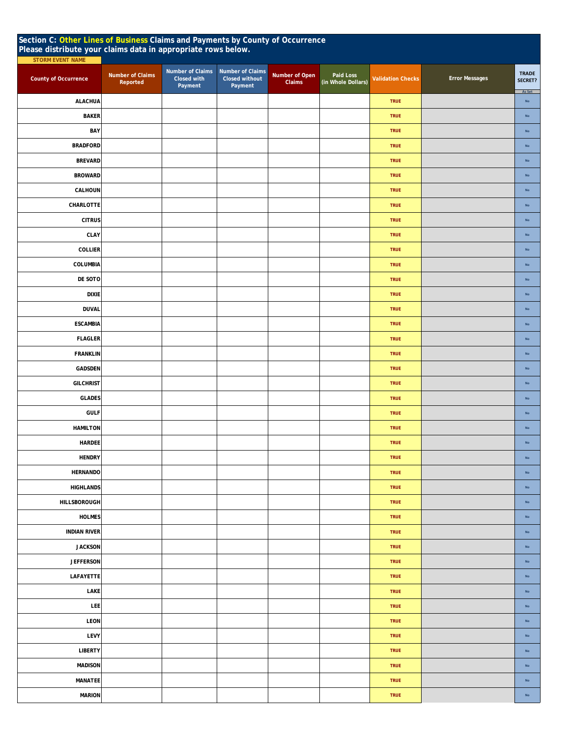## Section C: Other Lines of Business Claims and Payments by County of Occurrence
## Please distribute your claims data in appropriate rows below.

STORM EVENT NAME

| County of Occurrence | Number of Claims Reported | Number of Claims Closed with Payment | Number of Claims Closed without Payment | Number of Open Claims | Paid Loss (in Whole Dollars) | Validation Checks | Error Messages | TRADE SECRET? As Set |
|---|---|---|---|---|---|---|---|---|
| ALACHUA | | | | | | TRUE | | No |
| BAKER | | | | | | TRUE | | No |
| BAY | | | | | | TRUE | | No |
| BRADFORD | | | | | | TRUE | | No |
| BREVARD | | | | | | TRUE | | No |
| BROWARD | | | | | | TRUE | | No |
| CALHOUN | | | | | | TRUE | | No |
| CHARLOTTE | | | | | | TRUE | | No |
| CITRUS | | | | | | TRUE | | No |
| CLAY | | | | | | TRUE | | No |
| COLLIER | | | | | | TRUE | | No |
| COLUMBIA | | | | | | TRUE | | No |
| DE SOTO | | | | | | TRUE | | No |
| DIXIE | | | | | | TRUE | | No |
| DUVAL | | | | | | TRUE | | No |
| ESCAMBIA | | | | | | TRUE | | No |
| FLAGLER | | | | | | TRUE | | No |
| FRANKLIN | | | | | | TRUE | | No |
| GADSDEN | | | | | | TRUE | | No |
| GILCHRIST | | | | | | TRUE | | No |
| GLADES | | | | | | TRUE | | No |
| GULF | | | | | | TRUE | | No |
| HAMILTON | | | | | | TRUE | | No |
| HARDEE | | | | | | TRUE | | No |
| HENDRY | | | | | | TRUE | | No |
| HERNANDO | | | | | | TRUE | | No |
| HIGHLANDS | | | | | | TRUE | | No |
| HILLSBOROUGH | | | | | | TRUE | | No |
| HOLMES | | | | | | TRUE | | No |
| INDIAN RIVER | | | | | | TRUE | | No |
| JACKSON | | | | | | TRUE | | No |
| JEFFERSON | | | | | | TRUE | | No |
| LAFAYETTE | | | | | | TRUE | | No |
| LAKE | | | | | | TRUE | | No |
| LEE | | | | | | TRUE | | No |
| LEON | | | | | | TRUE | | No |
| LEVY | | | | | | TRUE | | No |
| LIBERTY | | | | | | TRUE | | No |
| MADISON | | | | | | TRUE | | No |
| MANATEE | | | | | | TRUE | | No |
| MARION | | | | | | TRUE | | No |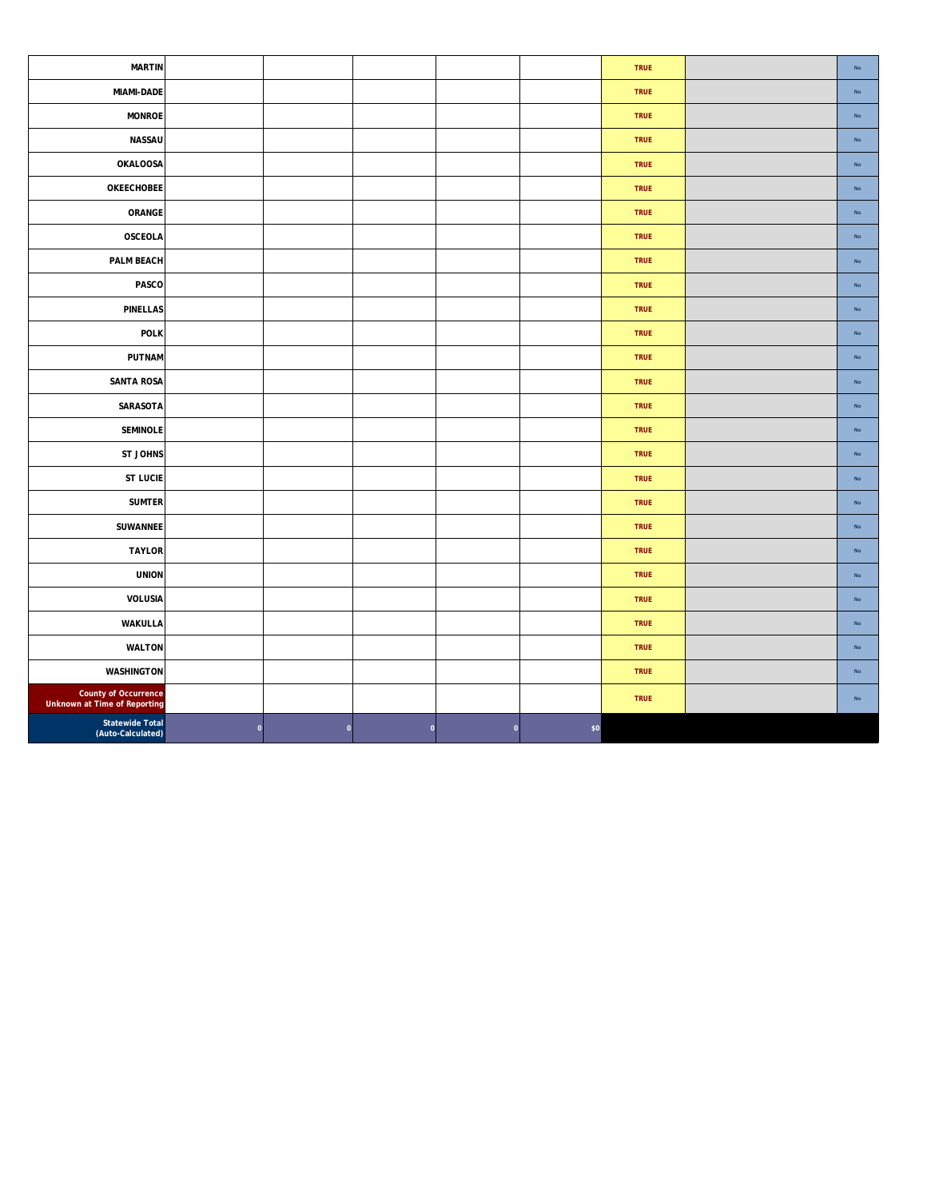| | | | | | | | | |
|---|---|---|---|---|---|---|---|---|
| MARTIN | | | | | | TRUE | | No |
| MIAMI-DADE | | | | | | TRUE | | No |
| MONROE | | | | | | TRUE | | No |
| NASSAU | | | | | | TRUE | | No |
| OKALOOSA | | | | | | TRUE | | No |
| OKEECHOBEE | | | | | | TRUE | | No |
| ORANGE | | | | | | TRUE | | No |
| OSCEOLA | | | | | | TRUE | | No |
| PALM BEACH | | | | | | TRUE | | No |
| PASCO | | | | | | TRUE | | No |
| PINELLAS | | | | | | TRUE | | No |
| POLK | | | | | | TRUE | | No |
| PUTNAM | | | | | | TRUE | | No |
| SANTA ROSA | | | | | | TRUE | | No |
| SARASOTA | | | | | | TRUE | | No |
| SEMINOLE | | | | | | TRUE | | No |
| ST JOHNS | | | | | | TRUE | | No |
| ST LUCIE | | | | | | TRUE | | No |
| SUMTER | | | | | | TRUE | | No |
| SUWANNEE | | | | | | TRUE | | No |
| TAYLOR | | | | | | TRUE | | No |
| UNION | | | | | | TRUE | | No |
| VOLUSIA | | | | | | TRUE | | No |
| WAKULLA | | | | | | TRUE | | No |
| WALTON | | | | | | TRUE | | No |
| WASHINGTON | | | | | | TRUE | | No |
| County of Occurrence Unknown at Time of Reporting | | | | | | TRUE | | No |
| Statewide Total (Auto-Calculated) | 0 | 0 | 0 | 0 | $0 | | | |